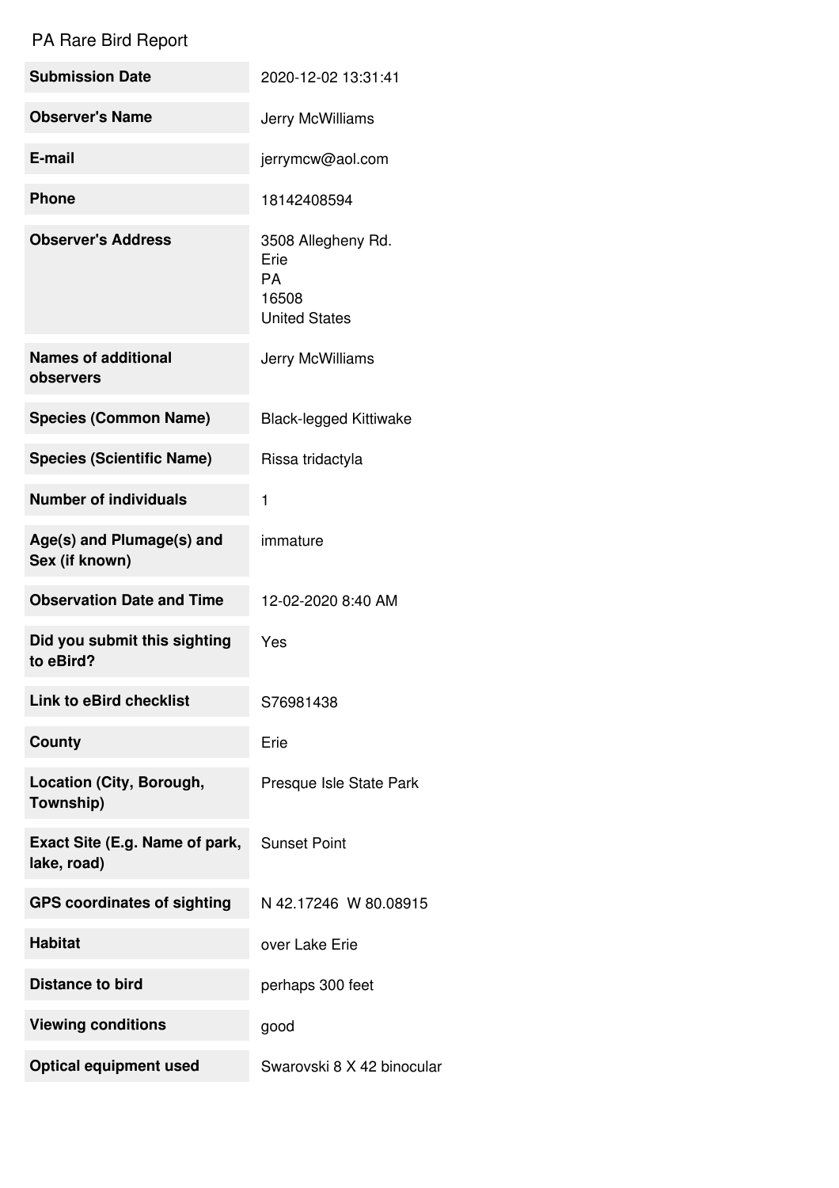# PA Rare Bird Report

| | |
|---|---|
| **Submission Date** | 2020-12-02 13:31:41 |
| **Observer's Name** | Jerry McWilliams |
| **E-mail** | jerrymcw@aol.com |
| **Phone** | 18142408594 |
| **Observer's Address** | 3508 Allegheny Rd.<br>Erie<br>PA<br>16508<br>United States |
| **Names of additional observers** | Jerry McWilliams |
| **Species (Common Name)** | Black-legged Kittiwake |
| **Species (Scientific Name)** | Rissa tridactyla |
| **Number of individuals** | 1 |
| **Age(s) and Plumage(s) and Sex (if known)** | immature |
| **Observation Date and Time** | 12-02-2020 8:40 AM |
| **Did you submit this sighting to eBird?** | Yes |
| **Link to eBird checklist** | S76981438 |
| **County** | Erie |
| **Location (City, Borough, Township)** | Presque Isle State Park |
| **Exact Site (E.g. Name of park, lake, road)** | Sunset Point |
| **GPS coordinates of sighting** | N 42.17246 W 80.08915 |
| **Habitat** | over Lake Erie |
| **Distance to bird** | perhaps 300 feet |
| **Viewing conditions** | good |
| **Optical equipment used** | Swarovski 8 X 42 binocular |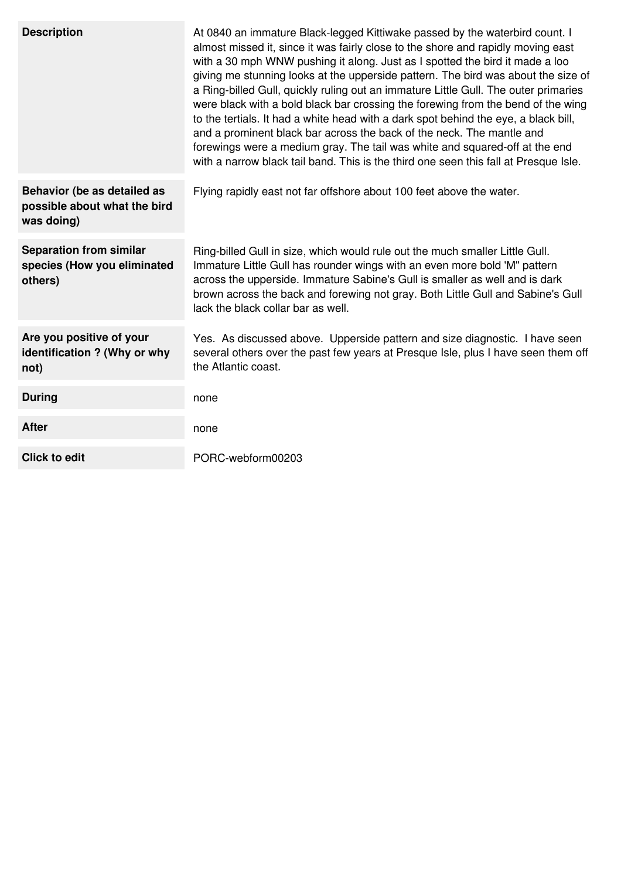| | |
|---|---|
| **Description** | At 0840 an immature Black-legged Kittiwake passed by the waterbird count. I almost missed it, since it was fairly close to the shore and rapidly moving east with a 30 mph WNW pushing it along. Just as I spotted the bird it made a loo giving me stunning looks at the upperside pattern. The bird was about the size of a Ring-billed Gull, quickly ruling out an immature Little Gull. The outer primaries were black with a bold black bar crossing the forewing from the bend of the wing to the tertials. It had a white head with a dark spot behind the eye, a black bill, and a prominent black bar across the back of the neck. The mantle and forewings were a medium gray. The tail was white and squared-off at the end with a narrow black tail band. This is the third one seen this fall at Presque Isle. |
| **Behavior (be as detailed as possible about what the bird was doing)** | Flying rapidly east not far offshore about 100 feet above the water. |
| **Separation from similar species (How you eliminated others)** | Ring-billed Gull in size, which would rule out the much smaller Little Gull. Immature Little Gull has rounder wings with an even more bold 'M" pattern across the upperside. Immature Sabine's Gull is smaller as well and is dark brown across the back and forewing not gray. Both Little Gull and Sabine's Gull lack the black collar bar as well. |
| **Are you positive of your identification ? (Why or why not)** | Yes. As discussed above. Upperside pattern and size diagnostic. I have seen several others over the past few years at Presque Isle, plus I have seen them off the Atlantic coast. |
| **During** | none |
| **After** | none |
| **Click to edit** | PORC-webform00203 |